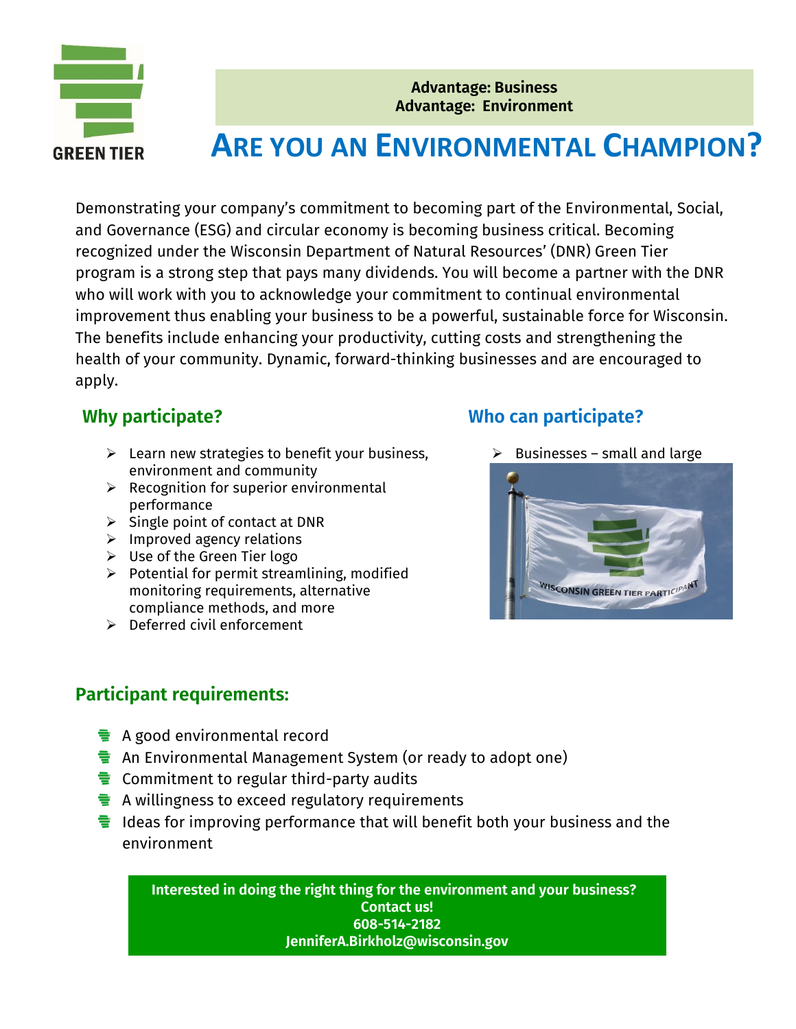GREEN TIER

**Advantage: Business**
**Advantage: Environment**

# ARE YOU AN ENVIRONMENTAL CHAMPION?

Demonstrating your company's commitment to becoming part of the Environmental, Social, and Governance (ESG) and circular economy is becoming business critical. Becoming recognized under the Wisconsin Department of Natural Resources' (DNR) Green Tier program is a strong step that pays many dividends. You will become a partner with the DNR who will work with you to acknowledge your commitment to continual environmental improvement thus enabling your business to be a powerful, sustainable force for Wisconsin. The benefits include enhancing your productivity, cutting costs and strengthening the health of your community. Dynamic, forward-thinking businesses and are encouraged to apply.

## Why participate?

- Learn new strategies to benefit your business, environment and community
- Recognition for superior environmental performance
- Single point of contact at DNR
- Improved agency relations
- Use of the Green Tier logo
- Potential for permit streamlining, modified monitoring requirements, alternative compliance methods, and more
- Deferred civil enforcement

## Who can participate?

- Businesses – small and large

## Participant requirements:

- A good environmental record
- An Environmental Management System (or ready to adopt one)
- Commitment to regular third-party audits
- A willingness to exceed regulatory requirements
- Ideas for improving performance that will benefit both your business and the environment

**Interested in doing the right thing for the environment and your business?**
**Contact us!**
**608-514-2182**
**JenniferA.Birkholz@wisconsin.gov**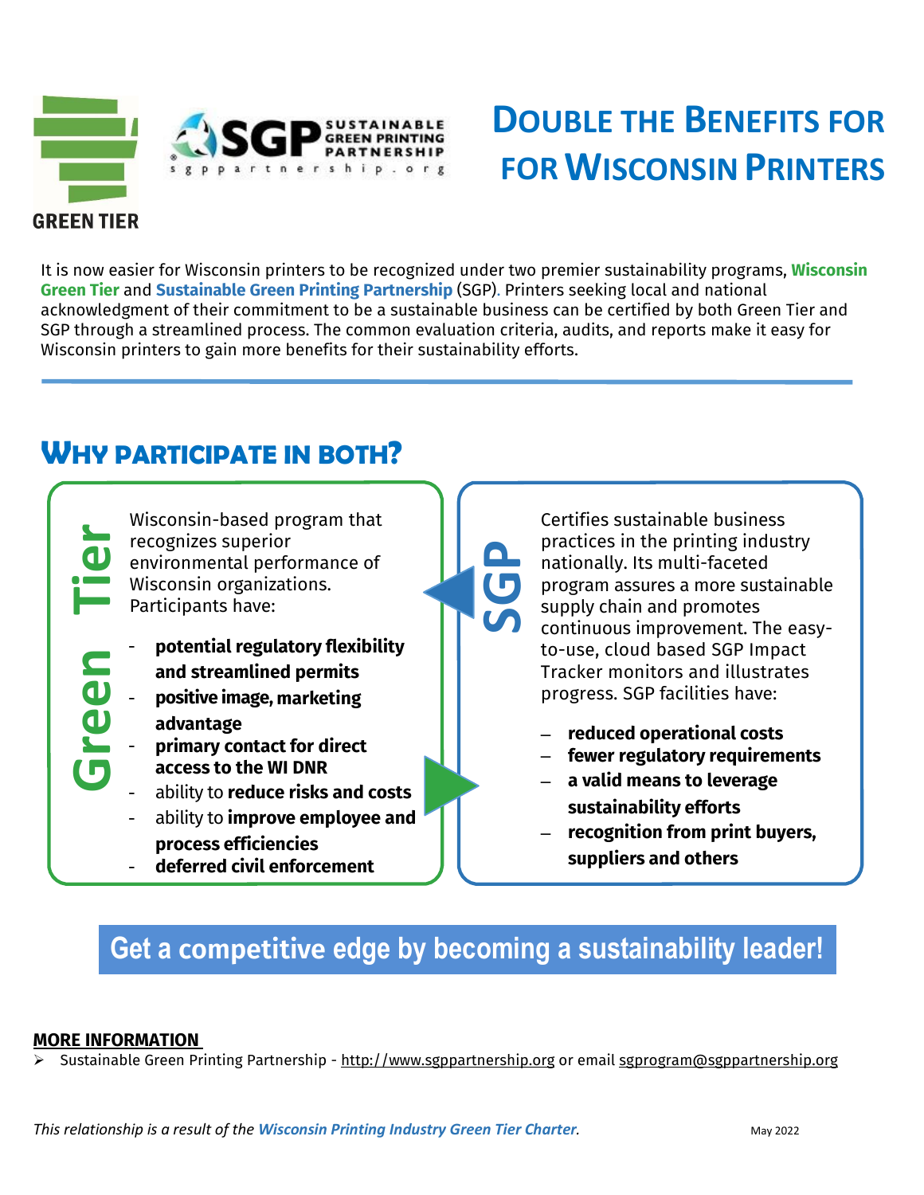GREEN TIER

SGP SUSTAINABLE GREEN PRINTING PARTNERSHIP
sgppartnership.org

# DOUBLE THE BENEFITS FOR FOR WISCONSIN PRINTERS

It is now easier for Wisconsin printers to be recognized under two premier sustainability programs, **Wisconsin Green Tier** and **Sustainable Green Printing Partnership** (SGP). Printers seeking local and national acknowledgment of their commitment to be a sustainable business can be certified by both Green Tier and SGP through a streamlined process. The common evaluation criteria, audits, and reports make it easy for Wisconsin printers to gain more benefits for their sustainability efforts.

## WHY PARTICIPATE IN BOTH?

### Green Tier

Wisconsin-based program that recognizes superior environmental performance of Wisconsin organizations. Participants have:

- **potential regulatory flexibility and streamlined permits**
- **positive image, marketing advantage**
- **primary contact for direct access to the WI DNR**
- ability to **reduce risks and costs**
- ability to **improve employee and process efficiencies**
- **deferred civil enforcement**

### SGP

Certifies sustainable business practices in the printing industry nationally. Its multi-faceted program assures a more sustainable supply chain and promotes continuous improvement. The easy-to-use, cloud based SGP Impact Tracker monitors and illustrates progress. SGP facilities have:

- **reduced operational costs**
- **fewer regulatory requirements**
- **a valid means to leverage sustainability efforts**
- **recognition from print buyers, suppliers and others**

**Get a competitive edge by becoming a sustainability leader!**

**MORE INFORMATION**

- Sustainable Green Printing Partnership - http://www.sgppartnership.org or email sgprogram@sgppartnership.org

*This relationship is a result of the* ***Wisconsin Printing Industry Green Tier Charter****.*

May 2022